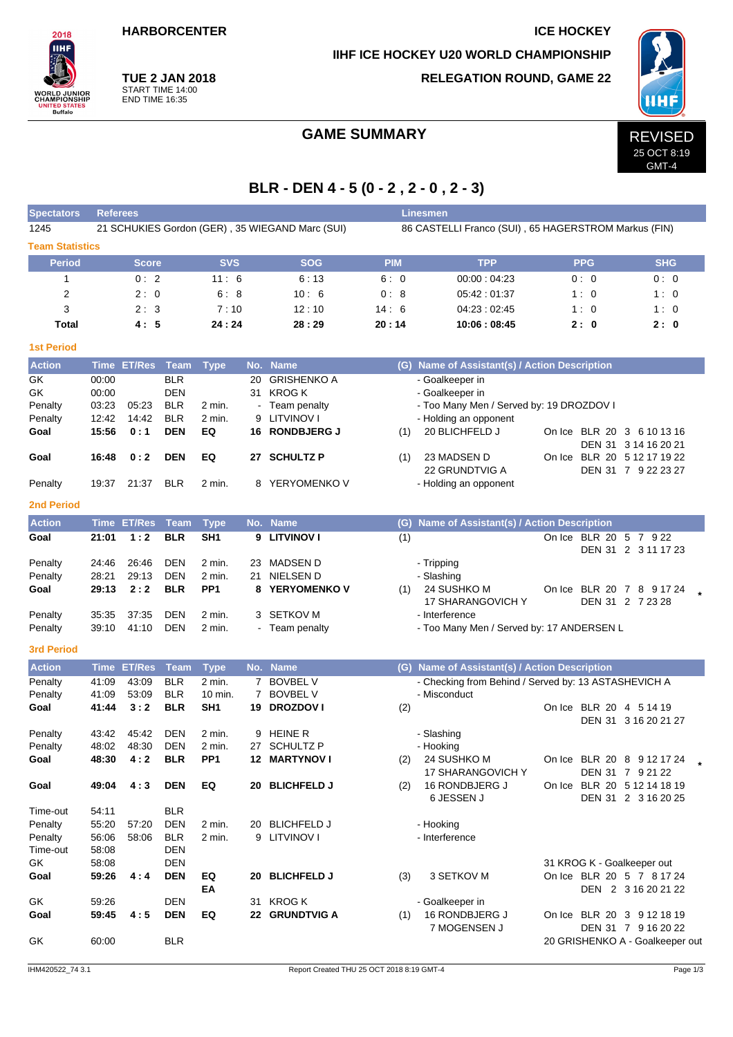HARBORCENTER

ICE HOCKEY

IIHF ICE HOCKEY U20 WORLD CHAMPIONSHIP

**TUE 2 JAN 2018**
START TIME 14:00
END TIME 16:35

RELEGATION ROUND, GAME 22

# GAME SUMMARY

REVISED
25 OCT 8:19
GMT-4

## BLR - DEN 4 - 5 (0 - 2 , 2 - 0 , 2 - 3)

| Spectators | Referees | Linesmen |
|---|---|---|
| 1245 | 21 SCHUKIES Gordon (GER) , 35 WIEGAND Marc (SUI) | 86 CASTELLI Franco (SUI) , 65 HAGERSTROM Markus (FIN) |

### Team Statistics

| Period | Score | SVS | SOG | PIM | TPP | PPG | SHG |
|---|---|---|---|---|---|---|---|
| 1 | 0 : 2 | 11 : 6 | 6 : 13 | 6 : 0 | 00:00 : 04:23 | 0 : 0 | 0 : 0 |
| 2 | 2 : 0 | 6 : 8 | 10 : 6 | 0 : 8 | 05:42 : 01:37 | 1 : 0 | 1 : 0 |
| 3 | 2 : 3 | 7 : 10 | 12 : 10 | 14 : 6 | 04:23 : 02:45 | 1 : 0 | 1 : 0 |
| **Total** | **4 : 5** | **24 : 24** | **28 : 29** | **20 : 14** | **10:06 : 08:45** | **2 : 0** | **2 : 0** |

### 1st Period

| Action | Time | ET/Res | Team | Type | No. | Name | (G) | Name of Assistant(s) / Action Description | On Ice |
|---|---|---|---|---|---|---|---|---|---|
| GK | 00:00 | | BLR | | 20 | GRISHENKO A | | - Goalkeeper in | |
| GK | 00:00 | | DEN | | 31 | KROG K | | - Goalkeeper in | |
| Penalty | 03:23 | 05:23 | BLR | 2 min. | - | Team penalty | | - Too Many Men / Served by: 19 DROZDOV I | |
| Penalty | 12:42 | 14:42 | BLR | 2 min. | 9 | LITVINOV I | | - Holding an opponent | |
| **Goal** | **15:56** | **0 : 1** | **DEN** | **EQ** | **16** | **RONDBJERG J** | (1) | 20 BLICHFELD J | BLR 20 3 6 10 13 16 / DEN 31 3 14 16 20 21 |
| **Goal** | **16:48** | **0 : 2** | **DEN** | **EQ** | **27** | **SCHULTZ P** | (1) | 23 MADSEN D, 22 GRUNDTVIG A | BLR 20 5 12 17 19 22 / DEN 31 7 9 22 23 27 |
| Penalty | 19:37 | 21:37 | BLR | 2 min. | 8 | YERYOMENKO V | | - Holding an opponent | |

### 2nd Period

| Action | Time | ET/Res | Team | Type | No. | Name | (G) | Name of Assistant(s) / Action Description | On Ice |
|---|---|---|---|---|---|---|---|---|---|
| **Goal** | **21:01** | **1 : 2** | **BLR** | **SH1** | **9** | **LITVINOV I** | (1) | | BLR 20 5 7 9 22 / DEN 31 2 3 11 17 23 |
| Penalty | 24:46 | 26:46 | DEN | 2 min. | 23 | MADSEN D | | - Tripping | |
| Penalty | 28:21 | 29:13 | DEN | 2 min. | 21 | NIELSEN D | | - Slashing | |
| **Goal** | **29:13** | **2 : 2** | **BLR** | **PP1** | **8** | **YERYOMENKO V** | (1) | 24 SUSHKO M, 17 SHARANGOVICH Y | BLR 20 7 8 9 17 24 / DEN 31 2 7 23 28 * |
| Penalty | 35:35 | 37:35 | DEN | 2 min. | 3 | SETKOV M | | - Interference | |
| Penalty | 39:10 | 41:10 | DEN | 2 min. | - | Team penalty | | - Too Many Men / Served by: 17 ANDERSEN L | |

### 3rd Period

| Action | Time | ET/Res | Team | Type | No. | Name | (G) | Name of Assistant(s) / Action Description | On Ice |
|---|---|---|---|---|---|---|---|---|---|
| Penalty | 41:09 | 43:09 | BLR | 2 min. | 7 | BOVBEL V | | - Checking from Behind / Served by: 13 ASTASHEVICH A | |
| Penalty | 41:09 | 53:09 | BLR | 10 min. | 7 | BOVBEL V | | - Misconduct | |
| **Goal** | **41:44** | **3 : 2** | **BLR** | **SH1** | **19** | **DROZDOV I** | (2) | | BLR 20 4 5 14 19 / DEN 31 3 16 20 21 27 |
| Penalty | 43:42 | 45:42 | DEN | 2 min. | 9 | HEINE R | | - Slashing | |
| Penalty | 48:02 | 48:30 | DEN | 2 min. | 27 | SCHULTZ P | | - Hooking | |
| **Goal** | **48:30** | **4 : 2** | **BLR** | **PP1** | **12** | **MARTYNOV I** | (2) | 24 SUSHKO M, 17 SHARANGOVICH Y | BLR 20 8 9 12 17 24 / DEN 31 7 9 21 22 * |
| **Goal** | **49:04** | **4 : 3** | **DEN** | **EQ** | **20** | **BLICHFELD J** | (2) | 16 RONDBJERG J, 6 JESSEN J | BLR 20 5 12 14 18 19 / DEN 31 2 3 16 20 25 |
| Time-out | 54:11 | | BLR | | | | | | |
| Penalty | 55:20 | 57:20 | DEN | 2 min. | 20 | BLICHFELD J | | - Hooking | |
| Penalty | 56:06 | 58:06 | BLR | 2 min. | 9 | LITVINOV I | | - Interference | |
| Time-out | 58:08 | | DEN | | | | | | |
| GK | 58:08 | | DEN | | | | | 31 KROG K - Goalkeeper out | |
| **Goal** | **59:26** | **4 : 4** | **DEN** | **EQ EA** | **20** | **BLICHFELD J** | (3) | 3 SETKOV M | BLR 20 5 7 8 17 24 / DEN 2 3 16 20 21 22 |
| GK | 59:26 | | DEN | | 31 | KROG K | | - Goalkeeper in | |
| **Goal** | **59:45** | **4 : 5** | **DEN** | **EQ** | **22** | **GRUNDTVIG A** | (1) | 16 RONDBJERG J, 7 MOGENSEN J | BLR 20 3 9 12 18 19 / DEN 31 7 9 16 20 22 |
| GK | 60:00 | | BLR | | | | | 20 GRISHENKO A - Goalkeeper out | |

IHM420522_74 3.1 Report Created THU 25 OCT 2018 8:19 GMT-4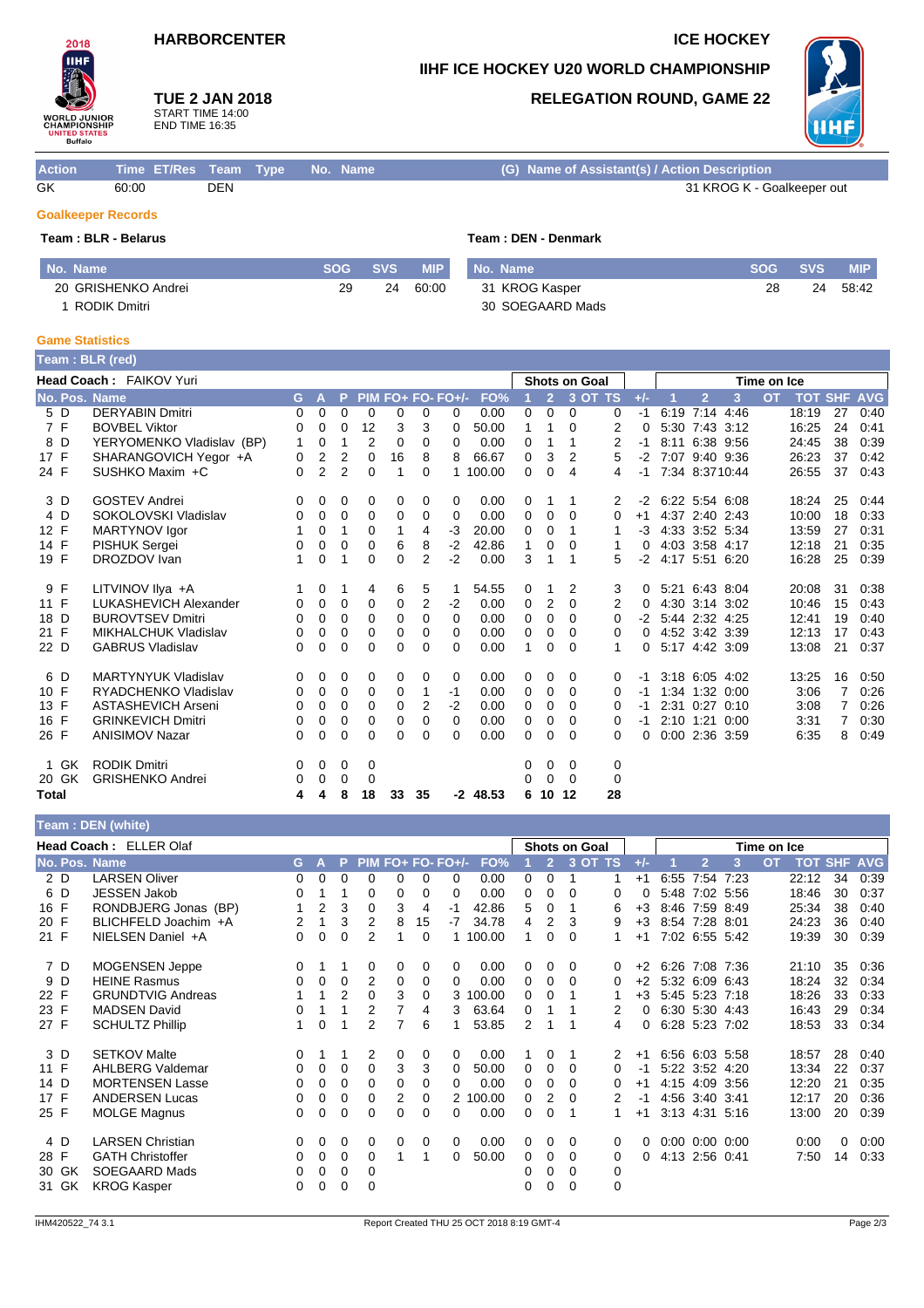# HARBORCENTER

# ICE HOCKEY

## IIHF ICE HOCKEY U20 WORLD CHAMPIONSHIP

## RELEGATION ROUND, GAME 22

**TUE 2 JAN 2018**
START TIME 14:00
END TIME 16:35

| Action | Time | ET/Res | Team | Type | No. | Name | (G) | Name of Assistant(s) / Action Description |
|---|---|---|---|---|---|---|---|---|
| GK | 60:00 | | DEN | | | | | 31 KROG K - Goalkeeper out |

### Goalkeeper Records

**Team : BLR - Belarus**

| No. | Name | SOG | SVS | MIP |
|---|---|---|---|---|
| 20 | GRISHENKO Andrei | 29 | 24 | 60:00 |
| 1 | RODIK Dmitri | | | |

**Team : DEN - Denmark**

| No. | Name | SOG | SVS | MIP |
|---|---|---|---|---|
| 31 | KROG Kasper | 28 | 24 | 58:42 |
| 30 | SOEGAARD Mads | | | |

### Game Statistics

**Team : BLR (red)**

**Head Coach :** FAIKOV Yuri

| No. | Pos. | Name | G | A | P | PIM | FO+ | FO- | FO+/- | FO% | SoG 1 | SoG 2 | SoG 3 | SoG OT | SoG TS | +/- | ToI 1 | ToI 2 | ToI 3 | ToI OT | TOT | SHF | AVG |
|---|---|---|---|---|---|---|---|---|---|---|---|---|---|---|---|---|---|---|---|---|---|---|---|
| 5 | D | DERYABIN Dmitri | 0 | 0 | 0 | 0 | 0 | 0 | 0 | 0.00 | 0 | 0 | 0 | | 0 | -1 | 6:19 | 7:14 | 4:46 | | 18:19 | 27 | 0:40 |
| 7 | F | BOVBEL Viktor | 0 | 0 | 0 | 12 | 3 | 3 | 0 | 50.00 | 1 | 1 | 0 | | 2 | 0 | 5:30 | 7:43 | 3:12 | | 16:25 | 24 | 0:41 |
| 8 | D | YERYOMENKO Vladislav (BP) | 1 | 0 | 1 | 2 | 0 | 0 | 0 | 0.00 | 0 | 1 | 1 | | 2 | -1 | 8:11 | 6:38 | 9:56 | | 24:45 | 38 | 0:39 |
| 17 | F | SHARANGOVICH Yegor +A | 0 | 2 | 2 | 0 | 16 | 8 | 8 | 66.67 | 0 | 3 | 2 | | 5 | -2 | 7:07 | 9:40 | 9:36 | | 26:23 | 37 | 0:42 |
| 24 | F | SUSHKO Maxim +C | 0 | 2 | 2 | 0 | 1 | 0 | 1 | 100.00 | 0 | 0 | 4 | | 4 | -1 | 7:34 | 8:37 | 10:44 | | 26:55 | 37 | 0:43 |
| 3 | D | GOSTEV Andrei | 0 | 0 | 0 | 0 | 0 | 0 | 0 | 0.00 | 0 | 1 | 1 | | 2 | -2 | 6:22 | 5:54 | 6:08 | | 18:24 | 25 | 0:44 |
| 4 | D | SOKOLOVSKI Vladislav | 0 | 0 | 0 | 0 | 0 | 0 | 0 | 0.00 | 0 | 0 | 0 | | 0 | +1 | 4:37 | 2:40 | 2:43 | | 10:00 | 18 | 0:33 |
| 12 | F | MARTYNOV Igor | 1 | 0 | 1 | 0 | 1 | 4 | -3 | 20.00 | 0 | 0 | 1 | | 1 | -3 | 4:33 | 3:52 | 5:34 | | 13:59 | 27 | 0:31 |
| 14 | F | PISHUK Sergei | 0 | 0 | 0 | 0 | 6 | 8 | -2 | 42.86 | 1 | 0 | 0 | | 1 | 0 | 4:03 | 3:58 | 4:17 | | 12:18 | 21 | 0:35 |
| 19 | F | DROZDOV Ivan | 1 | 0 | 1 | 0 | 0 | 2 | -2 | 0.00 | 3 | 1 | 1 | | 5 | -2 | 4:17 | 5:51 | 6:20 | | 16:28 | 25 | 0:39 |
| 9 | F | LITVINOV Ilya +A | 1 | 0 | 1 | 4 | 6 | 5 | 1 | 54.55 | 0 | 1 | 2 | | 3 | 0 | 5:21 | 6:43 | 8:04 | | 20:08 | 31 | 0:38 |
| 11 | F | LUKASHEVICH Alexander | 0 | 0 | 0 | 0 | 0 | 2 | -2 | 0.00 | 0 | 2 | 0 | | 2 | 0 | 4:30 | 3:14 | 3:02 | | 10:46 | 15 | 0:43 |
| 18 | D | BUROVTSEV Dmitri | 0 | 0 | 0 | 0 | 0 | 0 | 0 | 0.00 | 0 | 0 | 0 | | 0 | -2 | 5:44 | 2:32 | 4:25 | | 12:41 | 19 | 0:40 |
| 21 | F | MIKHALCHUK Vladislav | 0 | 0 | 0 | 0 | 0 | 0 | 0 | 0.00 | 0 | 0 | 0 | | 0 | 0 | 4:52 | 3:42 | 3:39 | | 12:13 | 17 | 0:43 |
| 22 | D | GABRUS Vladislav | 0 | 0 | 0 | 0 | 0 | 0 | 0 | 0.00 | 1 | 0 | 0 | | 1 | 0 | 5:17 | 4:42 | 3:09 | | 13:08 | 21 | 0:37 |
| 6 | D | MARTYNYUK Vladislav | 0 | 0 | 0 | 0 | 0 | 0 | 0 | 0.00 | 0 | 0 | 0 | | 0 | -1 | 3:18 | 6:05 | 4:02 | | 13:25 | 16 | 0:50 |
| 10 | F | RYADCHENKO Vladislav | 0 | 0 | 0 | 0 | 0 | 1 | -1 | 0.00 | 0 | 0 | 0 | | 0 | -1 | 1:34 | 1:32 | 0:00 | | 3:06 | 7 | 0:26 |
| 13 | F | ASTASHEVICH Arseni | 0 | 0 | 0 | 0 | 0 | 2 | -2 | 0.00 | 0 | 0 | 0 | | 0 | -1 | 2:31 | 0:27 | 0:10 | | 3:08 | 7 | 0:26 |
| 16 | F | GRINKEVICH Dmitri | 0 | 0 | 0 | 0 | 0 | 0 | 0 | 0.00 | 0 | 0 | 0 | | 0 | -1 | 2:10 | 1:21 | 0:00 | | 3:31 | 7 | 0:30 |
| 26 | F | ANISIMOV Nazar | 0 | 0 | 0 | 0 | 0 | 0 | 0 | 0.00 | 0 | 0 | 0 | | 0 | 0 | 0:00 | 2:36 | 3:59 | | 6:35 | 8 | 0:49 |
| 1 | GK | RODIK Dmitri | 0 | 0 | 0 | 0 | | | | | 0 | 0 | 0 | | 0 | | | | | | | | |
| 20 | GK | GRISHENKO Andrei | 0 | 0 | 0 | 0 | | | | | 0 | 0 | 0 | | 0 | | | | | | | | |
| **Total** | | | **4** | **4** | **8** | **18** | **33** | **35** | **-2** | **48.53** | **6** | **10** | **12** | | **28** | | | | | | | | |

**Team : DEN (white)**

**Head Coach :** ELLER Olaf

| No. | Pos. | Name | G | A | P | PIM | FO+ | FO- | FO+/- | FO% | SoG 1 | SoG 2 | SoG 3 | SoG OT | SoG TS | +/- | ToI 1 | ToI 2 | ToI 3 | ToI OT | TOT | SHF | AVG |
|---|---|---|---|---|---|---|---|---|---|---|---|---|---|---|---|---|---|---|---|---|---|---|---|
| 2 | D | LARSEN Oliver | 0 | 0 | 0 | 0 | 0 | 0 | 0 | 0.00 | 0 | 0 | 1 | | 1 | +1 | 6:55 | 7:54 | 7:23 | | 22:12 | 34 | 0:39 |
| 6 | D | JESSEN Jakob | 0 | 1 | 1 | 0 | 0 | 0 | 0 | 0.00 | 0 | 0 | 0 | | 0 | 0 | 5:48 | 7:02 | 5:56 | | 18:46 | 30 | 0:37 |
| 16 | F | RONDBJERG Jonas (BP) | 1 | 2 | 3 | 0 | 3 | 4 | -1 | 42.86 | 5 | 0 | 1 | | 6 | +3 | 8:46 | 7:59 | 8:49 | | 25:34 | 38 | 0:40 |
| 20 | F | BLICHFELD Joachim +A | 2 | 1 | 3 | 2 | 8 | 15 | -7 | 34.78 | 4 | 2 | 3 | | 9 | +3 | 8:54 | 7:28 | 8:01 | | 24:23 | 36 | 0:40 |
| 21 | F | NIELSEN Daniel +A | 0 | 0 | 0 | 2 | 1 | 0 | 1 | 100.00 | 1 | 0 | 0 | | 1 | +1 | 7:02 | 6:55 | 5:42 | | 19:39 | 30 | 0:39 |
| 7 | D | MOGENSEN Jeppe | 0 | 1 | 1 | 0 | 0 | 0 | 0 | 0.00 | 0 | 0 | 0 | | 0 | +2 | 6:26 | 7:08 | 7:36 | | 21:10 | 35 | 0:36 |
| 9 | D | HEINE Rasmus | 0 | 0 | 0 | 2 | 0 | 0 | 0 | 0.00 | 0 | 0 | 0 | | 0 | +2 | 5:32 | 6:09 | 6:43 | | 18:24 | 32 | 0:34 |
| 22 | F | GRUNDTVIG Andreas | 1 | 1 | 2 | 0 | 3 | 0 | 3 | 100.00 | 0 | 0 | 1 | | 1 | +3 | 5:45 | 5:23 | 7:18 | | 18:26 | 33 | 0:33 |
| 23 | F | MADSEN David | 0 | 1 | 1 | 2 | 7 | 4 | 3 | 63.64 | 0 | 1 | 1 | | 2 | 0 | 6:30 | 5:30 | 4:43 | | 16:43 | 29 | 0:34 |
| 27 | F | SCHULTZ Phillip | 1 | 0 | 1 | 2 | 7 | 6 | 1 | 53.85 | 2 | 1 | 1 | | 4 | 0 | 6:28 | 5:23 | 7:02 | | 18:53 | 33 | 0:34 |
| 3 | D | SETKOV Malte | 0 | 1 | 1 | 2 | 0 | 0 | 0 | 0.00 | 1 | 0 | 1 | | 2 | +1 | 6:56 | 6:03 | 5:58 | | 18:57 | 28 | 0:40 |
| 11 | F | AHLBERG Valdemar | 0 | 0 | 0 | 0 | 3 | 3 | 0 | 50.00 | 0 | 0 | 0 | | 0 | -1 | 5:22 | 3:52 | 4:20 | | 13:34 | 22 | 0:37 |
| 14 | D | MORTENSEN Lasse | 0 | 0 | 0 | 0 | 0 | 0 | 0 | 0.00 | 0 | 0 | 0 | | 0 | +1 | 4:15 | 4:09 | 3:56 | | 12:20 | 21 | 0:35 |
| 17 | F | ANDERSEN Lucas | 0 | 0 | 0 | 0 | 2 | 0 | 2 | 100.00 | 0 | 2 | 0 | | 2 | -1 | 4:56 | 3:40 | 3:41 | | 12:17 | 20 | 0:36 |
| 25 | F | MOLGE Magnus | 0 | 0 | 0 | 0 | 0 | 0 | 0 | 0.00 | 0 | 0 | 1 | | 1 | +1 | 3:13 | 4:31 | 5:16 | | 13:00 | 20 | 0:39 |
| 4 | D | LARSEN Christian | 0 | 0 | 0 | 0 | 0 | 0 | 0 | 0.00 | 0 | 0 | 0 | | 0 | 0 | 0:00 | 0:00 | 0:00 | | 0:00 | 0 | 0:00 |
| 28 | F | GATH Christoffer | 0 | 0 | 0 | 0 | 1 | 1 | 0 | 50.00 | 0 | 0 | 0 | | 0 | 0 | 4:13 | 2:56 | 0:41 | | 7:50 | 14 | 0:33 |
| 30 | GK | SOEGAARD Mads | 0 | 0 | 0 | 0 | | | | | 0 | 0 | 0 | | 0 | | | | | | | | |
| 31 | GK | KROG Kasper | 0 | 0 | 0 | 0 | | | | | 0 | 0 | 0 | | 0 | | | | | | | | |

IHM420522_74 3.1 — Report Created THU 25 OCT 2018 8:19 GMT-4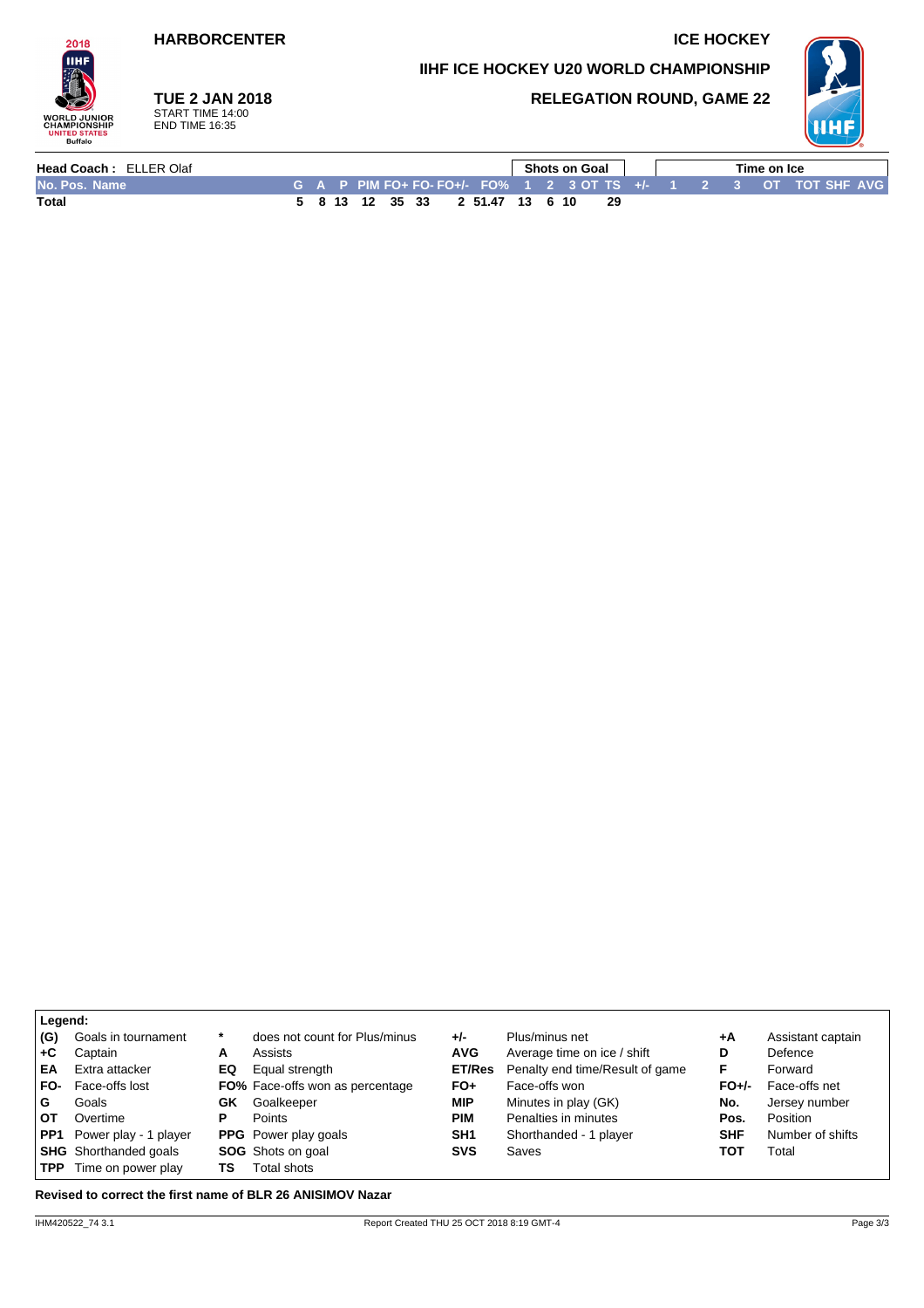HARBORCENTER

ICE HOCKEY

IIHF ICE HOCKEY U20 WORLD CHAMPIONSHIP

**TUE 2 JAN 2018**
START TIME 14:00
END TIME 16:35

RELEGATION ROUND, GAME 22

**Head Coach :** ELLER Olaf

| No. Pos. Name | G | A | P | PIM | FO+ | FO- | FO+/- | FO% | 1 | 2 | 3 | OT | TS | +/- | 1 | 2 | 3 | OT | TOT | SHF | AVG |
|---|---|---|---|---|---|---|---|---|---|---|---|---|---|---|---|---|---|---|---|---|---|
| | | | | | | | | | Shots on Goal | | | | | | Time on Ice | | | | | | |
| **Total** | 5 | 8 | 13 | 12 | 35 | 33 | 2 | 51.47 | 13 | 6 | 10 | | 29 | | | | | | | | |

| Legend: | | | | | | | |
|---|---|---|---|---|---|---|---|
| (G) | Goals in tournament | * | does not count for Plus/minus | +/- | Plus/minus net | +A | Assistant captain |
| +C | Captain | A | Assists | AVG | Average time on ice / shift | D | Defence |
| EA | Extra attacker | EQ | Equal strength | ET/Res | Penalty end time/Result of game | F | Forward |
| FO- | Face-offs lost | FO% | Face-offs won as percentage | FO+ | Face-offs won | FO+/- | Face-offs net |
| G | Goals | GK | Goalkeeper | MIP | Minutes in play (GK) | No. | Jersey number |
| OT | Overtime | P | Points | PIM | Penalties in minutes | Pos. | Position |
| PP1 | Power play - 1 player | PPG | Power play goals | SH1 | Shorthanded - 1 player | SHF | Number of shifts |
| SHG | Shorthanded goals | SOG | Shots on goal | SVS | Saves | TOT | Total |
| TPP | Time on power play | TS | Total shots | | | | |

**Revised to correct the first name of BLR 26 ANISIMOV Nazar**

IHM420522_74 3.1

Report Created THU 25 OCT 2018 8:19 GMT-4